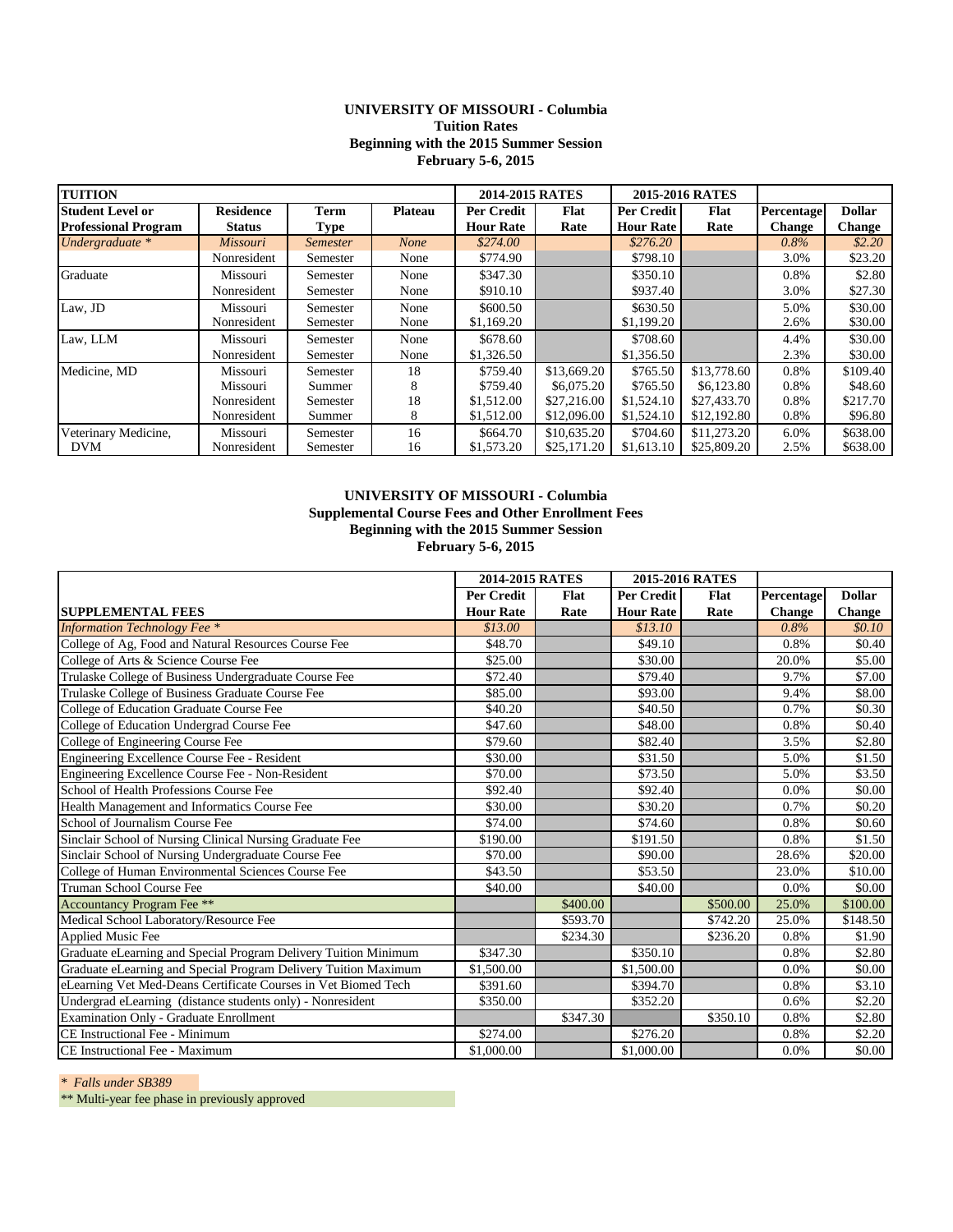**UNIVERSITY OF MISSOURI - Columbia**
**Tuition Rates**
**Beginning with the 2015 Summer Session**
**February 5-6, 2015**

| TUITION | | | | 2014-2015 RATES | | 2015-2016 RATES | | | |
|---|---|---|---|---|---|---|---|---|---|
| **Student Level or Professional Program** | **Residence Status** | **Term Type** | **Plateau** | **Per Credit Hour Rate** | **Flat Rate** | **Per Credit Hour Rate** | **Flat Rate** | **Percentage Change** | **Dollar Change** |
| *Undergraduate ** | *Missouri* | *Semester* | *None* | *$274.00* | | *$276.20* | | *0.8%* | *$2.20* |
| | Nonresident | Semester | None | $774.90 | | $798.10 | | 3.0% | $23.20 |
| Graduate | Missouri | Semester | None | $347.30 | | $350.10 | | 0.8% | $2.80 |
| | Nonresident | Semester | None | $910.10 | | $937.40 | | 3.0% | $27.30 |
| Law, JD | Missouri | Semester | None | $600.50 | | $630.50 | | 5.0% | $30.00 |
| | Nonresident | Semester | None | $1,169.20 | | $1,199.20 | | 2.6% | $30.00 |
| Law, LLM | Missouri | Semester | None | $678.60 | | $708.60 | | 4.4% | $30.00 |
| | Nonresident | Semester | None | $1,326.50 | | $1,356.50 | | 2.3% | $30.00 |
| Medicine, MD | Missouri | Semester | 18 | $759.40 | $13,669.20 | $765.50 | $13,778.60 | 0.8% | $109.40 |
| | Missouri | Summer | 8 | $759.40 | $6,075.20 | $765.50 | $6,123.80 | 0.8% | $48.60 |
| | Nonresident | Semester | 18 | $1,512.00 | $27,216.00 | $1,524.10 | $27,433.70 | 0.8% | $217.70 |
| | Nonresident | Summer | 8 | $1,512.00 | $12,096.00 | $1,524.10 | $12,192.80 | 0.8% | $96.80 |
| Veterinary Medicine, DVM | Missouri | Semester | 16 | $664.70 | $10,635.20 | $704.60 | $11,273.20 | 6.0% | $638.00 |
| | Nonresident | Semester | 16 | $1,573.20 | $25,171.20 | $1,613.10 | $25,809.20 | 2.5% | $638.00 |

**UNIVERSITY OF MISSOURI - Columbia**
**Supplemental Course Fees and Other Enrollment Fees**
**Beginning with the 2015 Summer Session**
**February 5-6, 2015**

| | 2014-2015 RATES | | 2015-2016 RATES | | | |
|---|---|---|---|---|---|---|
| **SUPPLEMENTAL FEES** | **Per Credit Hour Rate** | **Flat Rate** | **Per Credit Hour Rate** | **Flat Rate** | **Percentage Change** | **Dollar Change** |
| *Information Technology Fee ** | *$13.00* | | *$13.10* | | *0.8%* | *$0.10* |
| College of Ag, Food and Natural Resources Course Fee | $48.70 | | $49.10 | | 0.8% | $0.40 |
| College of Arts & Science Course Fee | $25.00 | | $30.00 | | 20.0% | $5.00 |
| Trulaske College of Business Undergraduate Course Fee | $72.40 | | $79.40 | | 9.7% | $7.00 |
| Trulaske College of Business Graduate Course Fee | $85.00 | | $93.00 | | 9.4% | $8.00 |
| College of Education Graduate Course Fee | $40.20 | | $40.50 | | 0.7% | $0.30 |
| College of Education Undergrad Course Fee | $47.60 | | $48.00 | | 0.8% | $0.40 |
| College of Engineering Course Fee | $79.60 | | $82.40 | | 3.5% | $2.80 |
| Engineering Excellence Course Fee - Resident | $30.00 | | $31.50 | | 5.0% | $1.50 |
| Engineering Excellence Course Fee - Non-Resident | $70.00 | | $73.50 | | 5.0% | $3.50 |
| School of Health Professions Course Fee | $92.40 | | $92.40 | | 0.0% | $0.00 |
| Health Management and Informatics Course Fee | $30.00 | | $30.20 | | 0.7% | $0.20 |
| School of Journalism Course Fee | $74.00 | | $74.60 | | 0.8% | $0.60 |
| Sinclair School of Nursing Clinical Nursing Graduate Fee | $190.00 | | $191.50 | | 0.8% | $1.50 |
| Sinclair School of Nursing Undergraduate Course Fee | $70.00 | | $90.00 | | 28.6% | $20.00 |
| College of Human Environmental Sciences Course Fee | $43.50 | | $53.50 | | 23.0% | $10.00 |
| Truman School Course Fee | $40.00 | | $40.00 | | 0.0% | $0.00 |
| Accountancy Program Fee ** | | $400.00 | | $500.00 | 25.0% | $100.00 |
| Medical School Laboratory/Resource Fee | | $593.70 | | $742.20 | 25.0% | $148.50 |
| Applied Music Fee | | $234.30 | | $236.20 | 0.8% | $1.90 |
| Graduate eLearning and Special Program Delivery Tuition Minimum | $347.30 | | $350.10 | | 0.8% | $2.80 |
| Graduate eLearning and Special Program Delivery Tuition Maximum | $1,500.00 | | $1,500.00 | | 0.0% | $0.00 |
| eLearning Vet Med-Deans Certificate Courses in Vet Biomed Tech | $391.60 | | $394.70 | | 0.8% | $3.10 |
| Undergrad eLearning (distance students only) - Nonresident | $350.00 | | $352.20 | | 0.6% | $2.20 |
| Examination Only - Graduate Enrollment | | $347.30 | | $350.10 | 0.8% | $2.80 |
| CE Instructional Fee - Minimum | $274.00 | | $276.20 | | 0.8% | $2.20 |
| CE Instructional Fee - Maximum | $1,000.00 | | $1,000.00 | | 0.0% | $0.00 |

\* *Falls under SB389*

** Multi-year fee phase in previously approved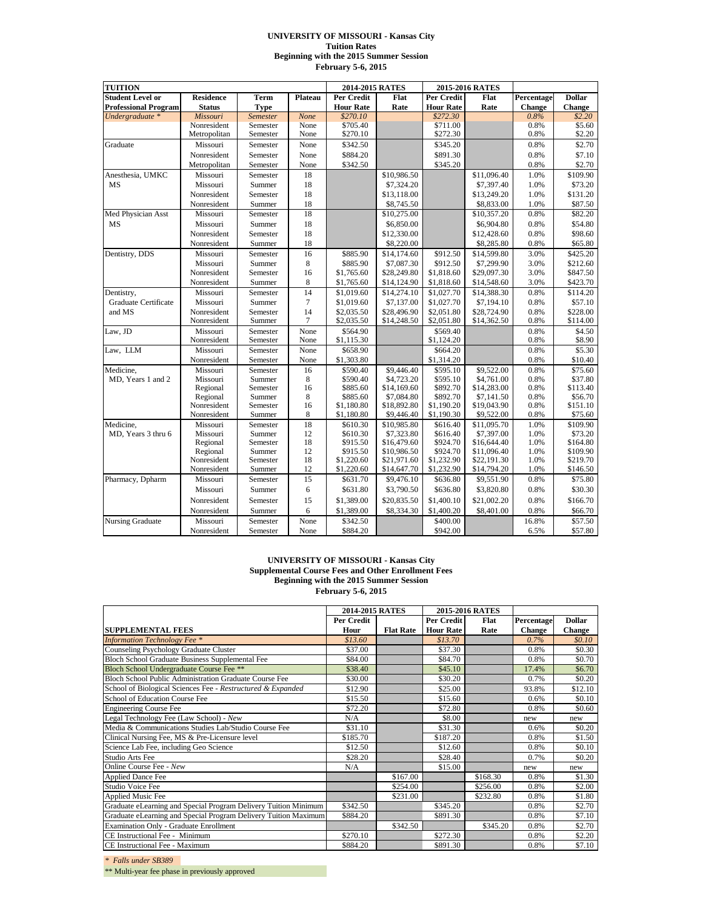# UNIVERSITY OF MISSOURI - Kansas City
## Tuition Rates
## Beginning with the 2015 Summer Session
## February 5-6, 2015

| TUITION | | | | 2014-2015 RATES | | 2015-2016 RATES | | | |
|---|---|---|---|---|---|---|---|---|---|
| Student Level or Professional Program | Residence Status | Term Type | Plateau | Per Credit Hour Rate | Flat Rate | Per Credit Hour Rate | Flat Rate | Percentage Change | Dollar Change |
| *Undergraduate ** | *Missouri* | *Semester* | *None* | *$270.10* | | *$272.30* | | *0.8%* | *$2.20* |
| | Nonresident | Semester | None | $705.40 | | $711.00 | | 0.8% | $5.60 |
| | Metropolitan | Semester | None | $270.10 | | $272.30 | | 0.8% | $2.20 |
| Graduate | Missouri | Semester | None | $342.50 | | $345.20 | | 0.8% | $2.70 |
| | Nonresident | Semester | None | $884.20 | | $891.30 | | 0.8% | $7.10 |
| | Metropolitan | Semester | None | $342.50 | | $345.20 | | 0.8% | $2.70 |
| Anesthesia, UMKC | Missouri | Semester | 18 | | $10,986.50 | | $11,096.40 | 1.0% | $109.90 |
| MS | Missouri | Summer | 18 | | $7,324.20 | | $7,397.40 | 1.0% | $73.20 |
| | Nonresident | Semester | 18 | | $13,118.00 | | $13,249.20 | 1.0% | $131.20 |
| | Nonresident | Summer | 18 | | $8,745.50 | | $8,833.00 | 1.0% | $87.50 |
| Med Physician Asst | Missouri | Semester | 18 | | $10,275.00 | | $10,357.20 | 0.8% | $82.20 |
| MS | Missouri | Summer | 18 | | $6,850.00 | | $6,904.80 | 0.8% | $54.80 |
| | Nonresident | Semester | 18 | | $12,330.00 | | $12,428.60 | 0.8% | $98.60 |
| | Nonresident | Summer | 18 | | $8,220.00 | | $8,285.80 | 0.8% | $65.80 |
| Dentistry, DDS | Missouri | Semester | 16 | $885.90 | $14,174.60 | $912.50 | $14,599.80 | 3.0% | $425.20 |
| | Missouri | Summer | 8 | $885.90 | $7,087.30 | $912.50 | $7,299.90 | 3.0% | $212.60 |
| | Nonresident | Semester | 16 | $1,765.60 | $28,249.80 | $1,818.60 | $29,097.30 | 3.0% | $847.50 |
| | Nonresident | Summer | 8 | $1,765.60 | $14,124.90 | $1,818.60 | $14,548.60 | 3.0% | $423.70 |
| Dentistry, | Missouri | Semester | 14 | $1,019.60 | $14,274.10 | $1,027.70 | $14,388.30 | 0.8% | $114.20 |
| Graduate Certificate | Missouri | Summer | 7 | $1,019.60 | $7,137.00 | $1,027.70 | $7,194.10 | 0.8% | $57.10 |
| and MS | Nonresident | Semester | 14 | $2,035.50 | $28,496.90 | $2,051.80 | $28,724.90 | 0.8% | $228.00 |
| | Nonresident | Summer | 7 | $2,035.50 | $14,248.50 | $2,051.80 | $14,362.50 | 0.8% | $114.00 |
| Law, JD | Missouri | Semester | None | $564.90 | | $569.40 | | 0.8% | $4.50 |
| | Nonresident | Semester | None | $1,115.30 | | $1,124.20 | | 0.8% | $8.90 |
| Law, LLM | Missouri | Semester | None | $658.90 | | $664.20 | | 0.8% | $5.30 |
| | Nonresident | Semester | None | $1,303.80 | | $1,314.20 | | 0.8% | $10.40 |
| Medicine, | Missouri | Semester | 16 | $590.40 | $9,446.40 | $595.10 | $9,522.00 | 0.8% | $75.60 |
| MD, Years 1 and 2 | Missouri | Summer | 8 | $590.40 | $4,723.20 | $595.10 | $4,761.00 | 0.8% | $37.80 |
| | Regional | Semester | 16 | $885.60 | $14,169.60 | $892.70 | $14,283.00 | 0.8% | $113.40 |
| | Regional | Summer | 8 | $885.60 | $7,084.80 | $892.70 | $7,141.50 | 0.8% | $56.70 |
| | Nonresident | Semester | 16 | $1,180.80 | $18,892.80 | $1,190.20 | $19,043.90 | 0.8% | $151.10 |
| | Nonresident | Summer | 8 | $1,180.80 | $9,446.40 | $1,190.30 | $9,522.00 | 0.8% | $75.60 |
| Medicine, | Missouri | Semester | 18 | $610.30 | $10,985.80 | $616.40 | $11,095.70 | 1.0% | $109.90 |
| MD, Years 3 thru 6 | Missouri | Summer | 12 | $610.30 | $7,323.80 | $616.40 | $7,397.00 | 1.0% | $73.20 |
| | Regional | Semester | 18 | $915.50 | $16,479.60 | $924.70 | $16,644.40 | 1.0% | $164.80 |
| | Regional | Summer | 12 | $915.50 | $10,986.50 | $924.70 | $11,096.40 | 1.0% | $109.90 |
| | Nonresident | Semester | 18 | $1,220.60 | $21,971.60 | $1,232.90 | $22,191.30 | 1.0% | $219.70 |
| | Nonresident | Summer | 12 | $1,220.60 | $14,647.70 | $1,232.90 | $14,794.20 | 1.0% | $146.50 |
| Pharmacy, Dpharm | Missouri | Semester | 15 | $631.70 | $9,476.10 | $636.80 | $9,551.90 | 0.8% | $75.80 |
| | Missouri | Summer | 6 | $631.80 | $3,790.50 | $636.80 | $3,820.80 | 0.8% | $30.30 |
| | Nonresident | Semester | 15 | $1,389.00 | $20,835.50 | $1,400.10 | $21,002.20 | 0.8% | $166.70 |
| | Nonresident | Summer | 6 | $1,389.00 | $8,334.30 | $1,400.20 | $8,401.00 | 0.8% | $66.70 |
| Nursing Graduate | Missouri | Semester | None | $342.50 | | $400.00 | | 16.8% | $57.50 |
| | Nonresident | Semester | None | $884.20 | | $942.00 | | 6.5% | $57.80 |

# UNIVERSITY OF MISSOURI - Kansas City
## Supplemental Course Fees and Other Enrollment Fees
## Beginning with the 2015 Summer Session
## February 5-6, 2015

| | 2014-2015 RATES | | 2015-2016 RATES | | | |
|---|---|---|---|---|---|---|
| SUPPLEMENTAL FEES | Per Credit Hour | Flat Rate | Per Credit Hour Rate | Flat Rate | Percentage Change | Dollar Change |
| *Information Technology Fee ** | *$13.60* | | *$13.70* | | *0.7%* | *$0.10* |
| Counseling Psychology Graduate Cluster | $37.00 | | $37.30 | | 0.8% | $0.30 |
| Bloch School Graduate Business Supplemental Fee | $84.00 | | $84.70 | | 0.8% | $0.70 |
| Bloch School Undergraduate Course Fee ** | $38.40 | | $45.10 | | 17.4% | $6.70 |
| Bloch School Public Administration Graduate Course Fee | $30.00 | | $30.20 | | 0.7% | $0.20 |
| School of Biological Sciences Fee - *Restructured & Expanded* | $12.90 | | $25.00 | | 93.8% | $12.10 |
| School of Education Course Fee | $15.50 | | $15.60 | | 0.6% | $0.10 |
| Engineering Course Fee | $72.20 | | $72.80 | | 0.8% | $0.60 |
| Legal Technology Fee (Law School) - *New* | N/A | | $8.00 | | new | new |
| Media & Communications Studies Lab/Studio Course Fee | $31.10 | | $31.30 | | 0.6% | $0.20 |
| Clinical Nursing Fee, MS & Pre-Licensure level | $185.70 | | $187.20 | | 0.8% | $1.50 |
| Science Lab Fee, including Geo Science | $12.50 | | $12.60 | | 0.8% | $0.10 |
| Studio Arts Fee | $28.20 | | $28.40 | | 0.7% | $0.20 |
| Online Course Fee - *New* | N/A | | $15.00 | | new | new |
| Applied Dance Fee | | $167.00 | | $168.30 | 0.8% | $1.30 |
| Studio Voice Fee | | $254.00 | | $256.00 | 0.8% | $2.00 |
| Applied Music Fee | | $231.00 | | $232.80 | 0.8% | $1.80 |
| Graduate eLearning and Special Program Delivery Tuition Minimum | $342.50 | | $345.20 | | 0.8% | $2.70 |
| Graduate eLearning and Special Program Delivery Tuition Maximum | $884.20 | | $891.30 | | 0.8% | $7.10 |
| Examination Only - Graduate Enrollment | | $342.50 | | $345.20 | 0.8% | $2.70 |
| CE Instructional Fee - Minimum | $270.10 | | $272.30 | | 0.8% | $2.20 |
| CE Instructional Fee - Maximum | $884.20 | | $891.30 | | 0.8% | $7.10 |

\* *Falls under SB389*

\*\* Multi-year fee phase in previously approved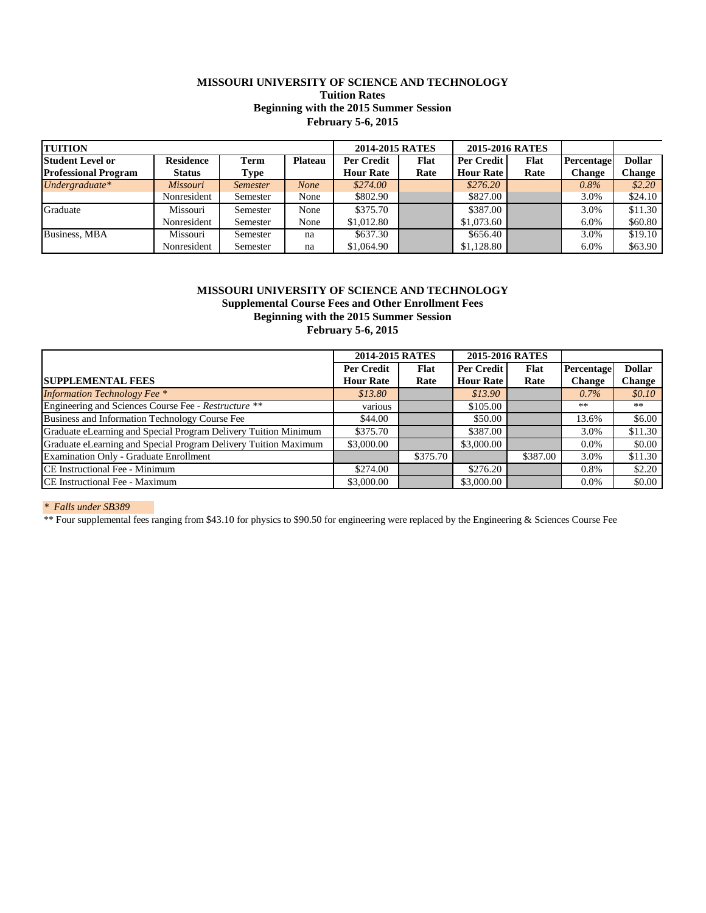**MISSOURI UNIVERSITY OF SCIENCE AND TECHNOLOGY**
**Tuition Rates**
**Beginning with the 2015 Summer Session**
**February 5-6, 2015**

| **TUITION** | | | | **2014-2015 RATES** | | **2015-2016 RATES** | | | |
|---|---|---|---|---|---|---|---|---|---|
| **Student Level or Professional Program** | **Residence Status** | **Term Type** | **Plateau** | **Per Credit Hour Rate** | **Flat Rate** | **Per Credit Hour Rate** | **Flat Rate** | **Percentage Change** | **Dollar Change** |
| *Undergraduate** | *Missouri* | *Semester* | *None* | *$274.00* | | *$276.20* | | *0.8%* | *$2.20* |
| | Nonresident | Semester | None | $802.90 | | $827.00 | | 3.0% | $24.10 |
| Graduate | Missouri | Semester | None | $375.70 | | $387.00 | | 3.0% | $11.30 |
| | Nonresident | Semester | None | $1,012.80 | | $1,073.60 | | 6.0% | $60.80 |
| Business, MBA | Missouri | Semester | na | $637.30 | | $656.40 | | 3.0% | $19.10 |
| | Nonresident | Semester | na | $1,064.90 | | $1,128.80 | | 6.0% | $63.90 |

**MISSOURI UNIVERSITY OF SCIENCE AND TECHNOLOGY**
**Supplemental Course Fees and Other Enrollment Fees**
**Beginning with the 2015 Summer Session**
**February 5-6, 2015**

| | **2014-2015 RATES** | | **2015-2016 RATES** | | | |
|---|---|---|---|---|---|---|
| **SUPPLEMENTAL FEES** | **Per Credit Hour Rate** | **Flat Rate** | **Per Credit Hour Rate** | **Flat Rate** | **Percentage Change** | **Dollar Change** |
| *Information Technology Fee ** | *$13.80* | | *$13.90* | | *0.7%* | *$0.10* |
| Engineering and Sciences Course Fee - *Restructure* ** | various | | $105.00 | | ** | ** |
| Business and Information Technology Course Fee | $44.00 | | $50.00 | | 13.6% | $6.00 |
| Graduate eLearning and Special Program Delivery Tuition Minimum | $375.70 | | $387.00 | | 3.0% | $11.30 |
| Graduate eLearning and Special Program Delivery Tuition Maximum | $3,000.00 | | $3,000.00 | | 0.0% | $0.00 |
| Examination Only - Graduate Enrollment | | $375.70 | | $387.00 | 3.0% | $11.30 |
| CE Instructional Fee - Minimum | $274.00 | | $276.20 | | 0.8% | $2.20 |
| CE Instructional Fee - Maximum | $3,000.00 | | $3,000.00 | | 0.0% | $0.00 |

*\* Falls under SB389*

** Four supplemental fees ranging from $43.10 for physics to $90.50 for engineering were replaced by the Engineering & Sciences Course Fee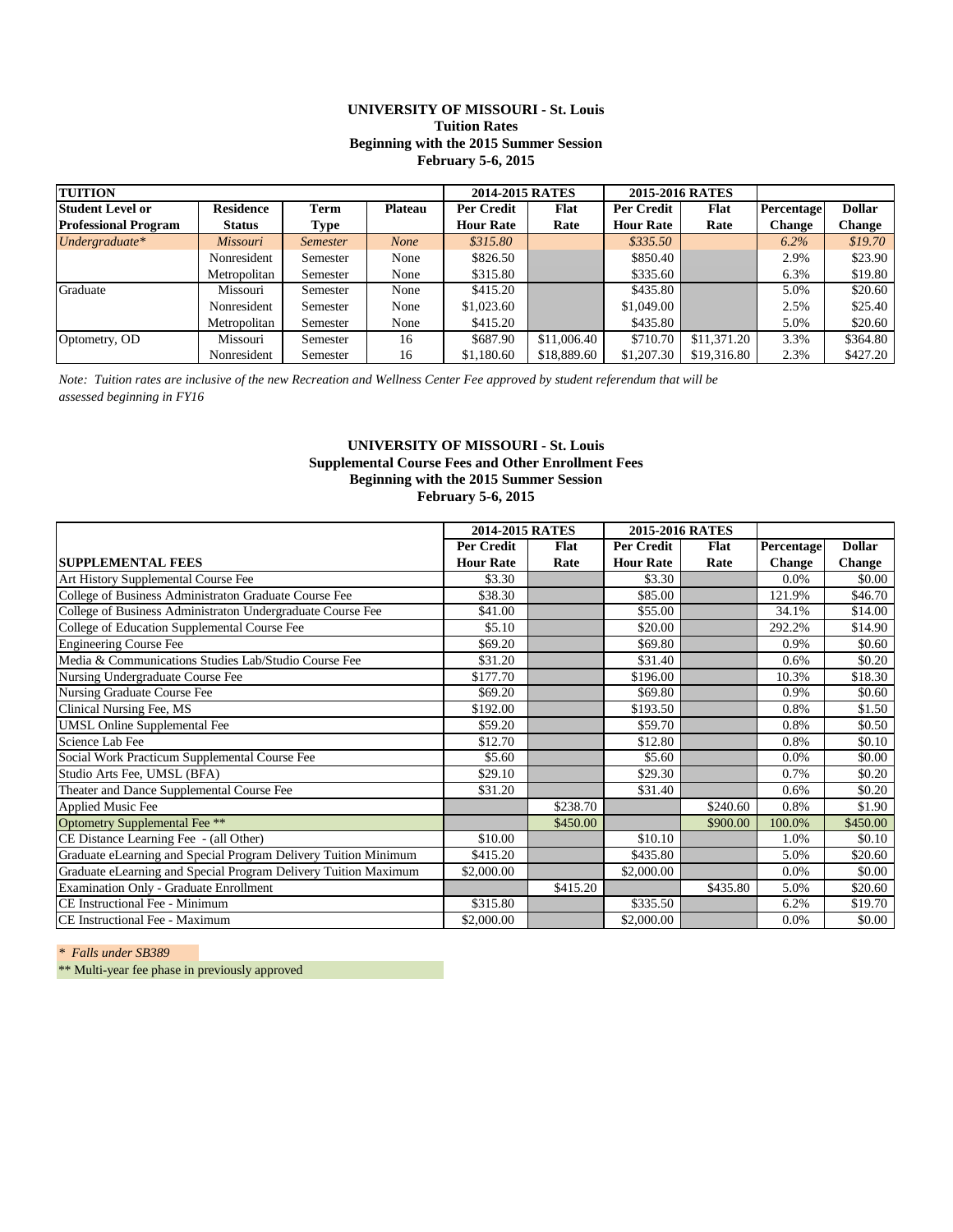**UNIVERSITY OF MISSOURI - St. Louis**
**Tuition Rates**
**Beginning with the 2015 Summer Session**
**February 5-6, 2015**

| TUITION | | | | 2014-2015 RATES | | 2015-2016 RATES | | | |
|---|---|---|---|---|---|---|---|---|---|
| **Student Level or Professional Program** | **Residence Status** | **Term Type** | **Plateau** | **Per Credit Hour Rate** | **Flat Rate** | **Per Credit Hour Rate** | **Flat Rate** | **Percentage Change** | **Dollar Change** |
| *Undergraduate** | *Missouri* | *Semester* | *None* | *$315.80* | | *$335.50* | | *6.2%* | *$19.70* |
| | Nonresident | Semester | None | $826.50 | | $850.40 | | 2.9% | $23.90 |
| | Metropolitan | Semester | None | $315.80 | | $335.60 | | 6.3% | $19.80 |
| Graduate | Missouri | Semester | None | $415.20 | | $435.80 | | 5.0% | $20.60 |
| | Nonresident | Semester | None | $1,023.60 | | $1,049.00 | | 2.5% | $25.40 |
| | Metropolitan | Semester | None | $415.20 | | $435.80 | | 5.0% | $20.60 |
| Optometry, OD | Missouri | Semester | 16 | $687.90 | $11,006.40 | $710.70 | $11,371.20 | 3.3% | $364.80 |
| | Nonresident | Semester | 16 | $1,180.60 | $18,889.60 | $1,207.30 | $19,316.80 | 2.3% | $427.20 |

*Note: Tuition rates are inclusive of the new Recreation and Wellness Center Fee approved by student referendum that will be assessed beginning in FY16*

**UNIVERSITY OF MISSOURI - St. Louis**
**Supplemental Course Fees and Other Enrollment Fees**
**Beginning with the 2015 Summer Session**
**February 5-6, 2015**

| | 2014-2015 RATES | | 2015-2016 RATES | | | |
|---|---|---|---|---|---|---|
| **SUPPLEMENTAL FEES** | **Per Credit Hour Rate** | **Flat Rate** | **Per Credit Hour Rate** | **Flat Rate** | **Percentage Change** | **Dollar Change** |
| Art History Supplemental Course Fee | $3.30 | | $3.30 | | 0.0% | $0.00 |
| College of Business Administraton Graduate Course Fee | $38.30 | | $85.00 | | 121.9% | $46.70 |
| College of Business Administraton Undergraduate Course Fee | $41.00 | | $55.00 | | 34.1% | $14.00 |
| College of Education Supplemental Course Fee | $5.10 | | $20.00 | | 292.2% | $14.90 |
| Engineering Course Fee | $69.20 | | $69.80 | | 0.9% | $0.60 |
| Media & Communications Studies Lab/Studio Course Fee | $31.20 | | $31.40 | | 0.6% | $0.20 |
| Nursing Undergraduate Course Fee | $177.70 | | $196.00 | | 10.3% | $18.30 |
| Nursing Graduate Course Fee | $69.20 | | $69.80 | | 0.9% | $0.60 |
| Clinical Nursing Fee, MS | $192.00 | | $193.50 | | 0.8% | $1.50 |
| UMSL Online Supplemental Fee | $59.20 | | $59.70 | | 0.8% | $0.50 |
| Science Lab Fee | $12.70 | | $12.80 | | 0.8% | $0.10 |
| Social Work Practicum Supplemental Course Fee | $5.60 | | $5.60 | | 0.0% | $0.00 |
| Studio Arts Fee, UMSL (BFA) | $29.10 | | $29.30 | | 0.7% | $0.20 |
| Theater and Dance Supplemental Course Fee | $31.20 | | $31.40 | | 0.6% | $0.20 |
| Applied Music Fee | | $238.70 | | $240.60 | 0.8% | $1.90 |
| Optometry Supplemental Fee ** | | $450.00 | | $900.00 | 100.0% | $450.00 |
| CE Distance Learning Fee - (all Other) | $10.00 | | $10.10 | | 1.0% | $0.10 |
| Graduate eLearning and Special Program Delivery Tuition Minimum | $415.20 | | $435.80 | | 5.0% | $20.60 |
| Graduate eLearning and Special Program Delivery Tuition Maximum | $2,000.00 | | $2,000.00 | | 0.0% | $0.00 |
| Examination Only - Graduate Enrollment | | $415.20 | | $435.80 | 5.0% | $20.60 |
| CE Instructional Fee - Minimum | $315.80 | | $335.50 | | 6.2% | $19.70 |
| CE Instructional Fee - Maximum | $2,000.00 | | $2,000.00 | | 0.0% | $0.00 |

*\* Falls under SB389*

** Multi-year fee phase in previously approved